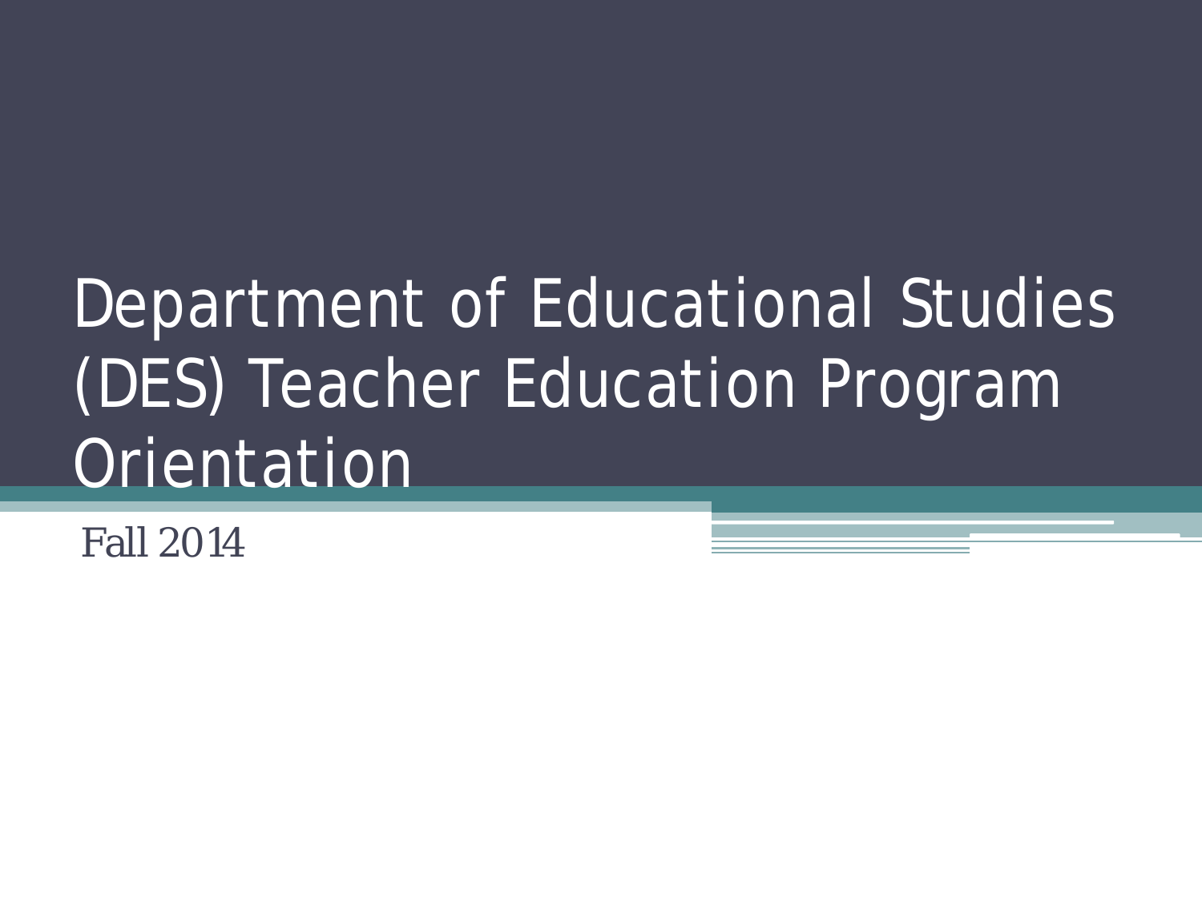# Department of Educational Studies (DES) Teacher Education Program Orientation

Fall 2014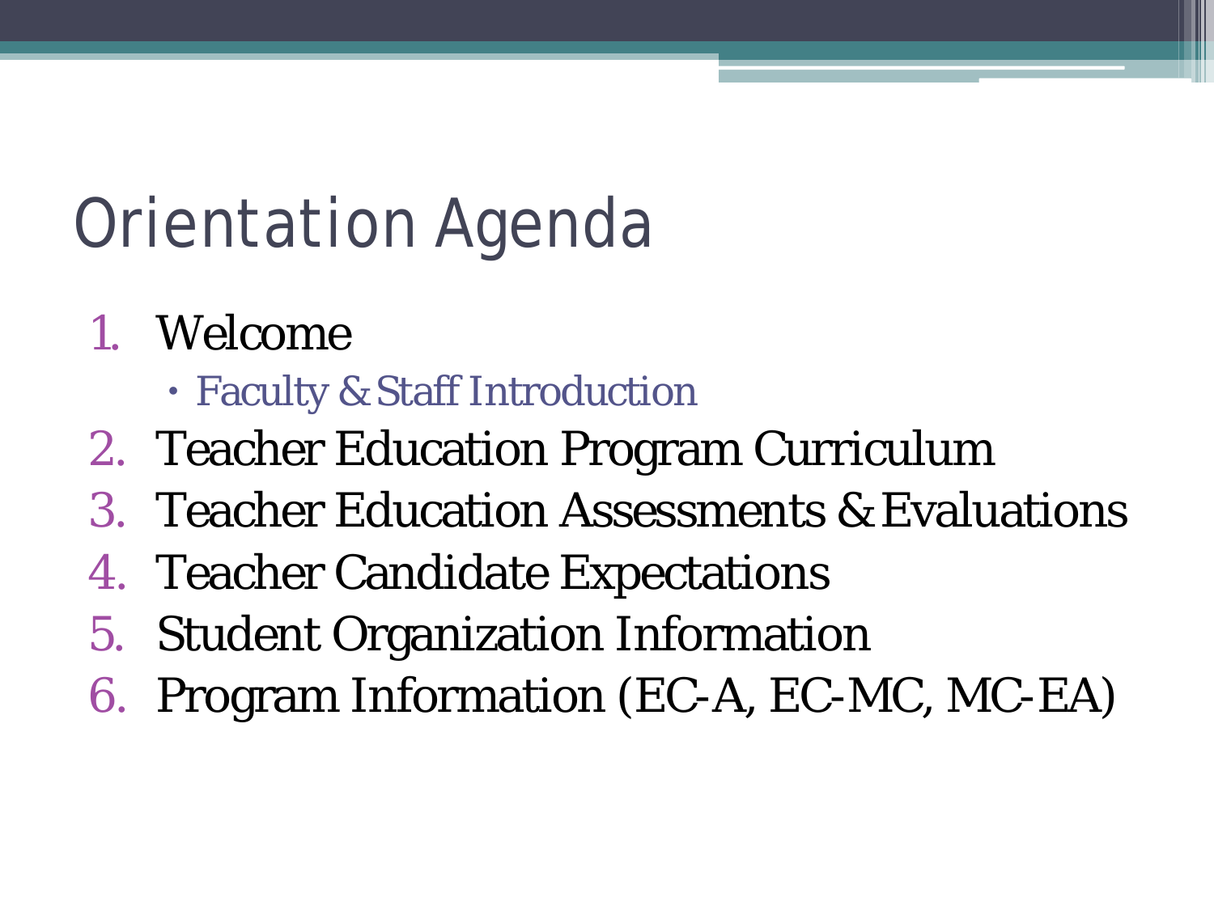# Orientation Agenda

1. Welcome
   - Faculty & Staff Introduction
2. Teacher Education Program Curriculum
3. Teacher Education Assessments & Evaluations
4. Teacher Candidate Expectations
5. Student Organization Information
6. Program Information (EC-A, EC-MC, MC-EA)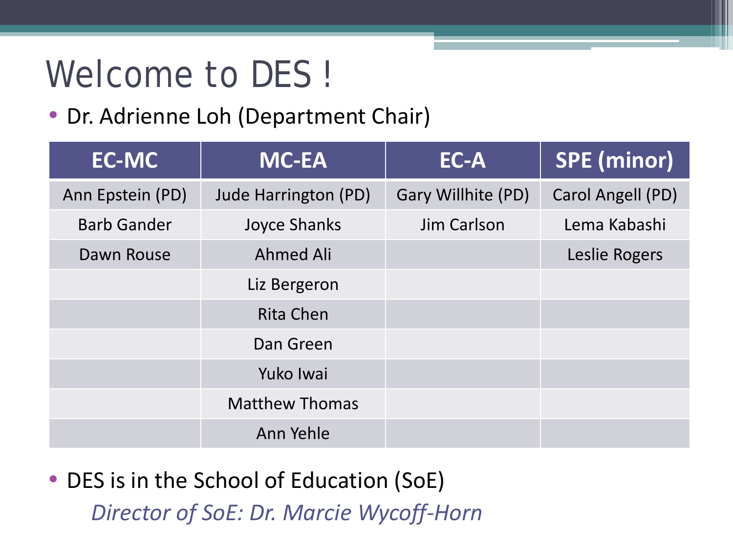# Welcome to DES !

- Dr. Adrienne Loh (Department Chair)

| EC-MC | MC-EA | EC-A | SPE (minor) |
|---|---|---|---|
| Ann Epstein (PD) | Jude Harrington (PD) | Gary Willhite (PD) | Carol Angell (PD) |
| Barb Gander | Joyce Shanks | Jim Carlson | Lema Kabashi |
| Dawn Rouse | Ahmed Ali | | Leslie Rogers |
| | Liz Bergeron | | |
| | Rita Chen | | |
| | Dan Green | | |
| | Yuko Iwai | | |
| | Matthew Thomas | | |
| | Ann Yehle | | |

- DES is in the School of Education (SoE)

  *Director of SoE: Dr. Marcie Wycoff-Horn*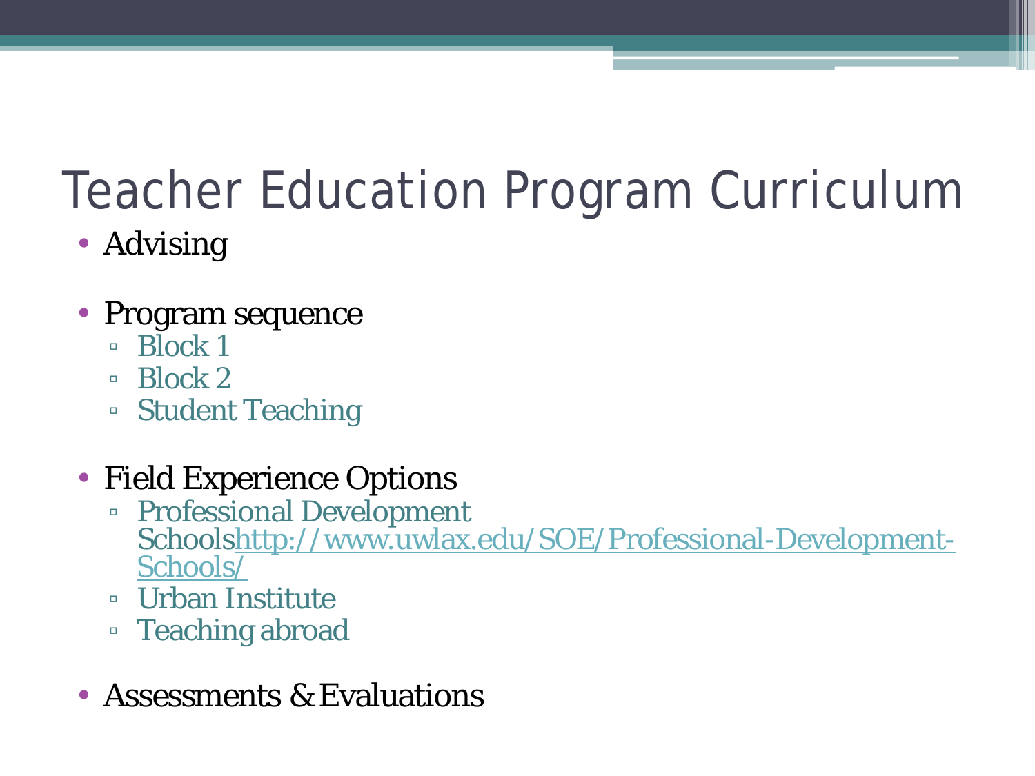# Teacher Education Program Curriculum

- Advising
- Program sequence
  - Block 1
  - Block 2
  - Student Teaching
- Field Experience Options
  - Professional Development Schools http://www.uwlax.edu/SOE/Professional-Development-Schools/
  - Urban Institute
  - Teaching abroad
- Assessments & Evaluations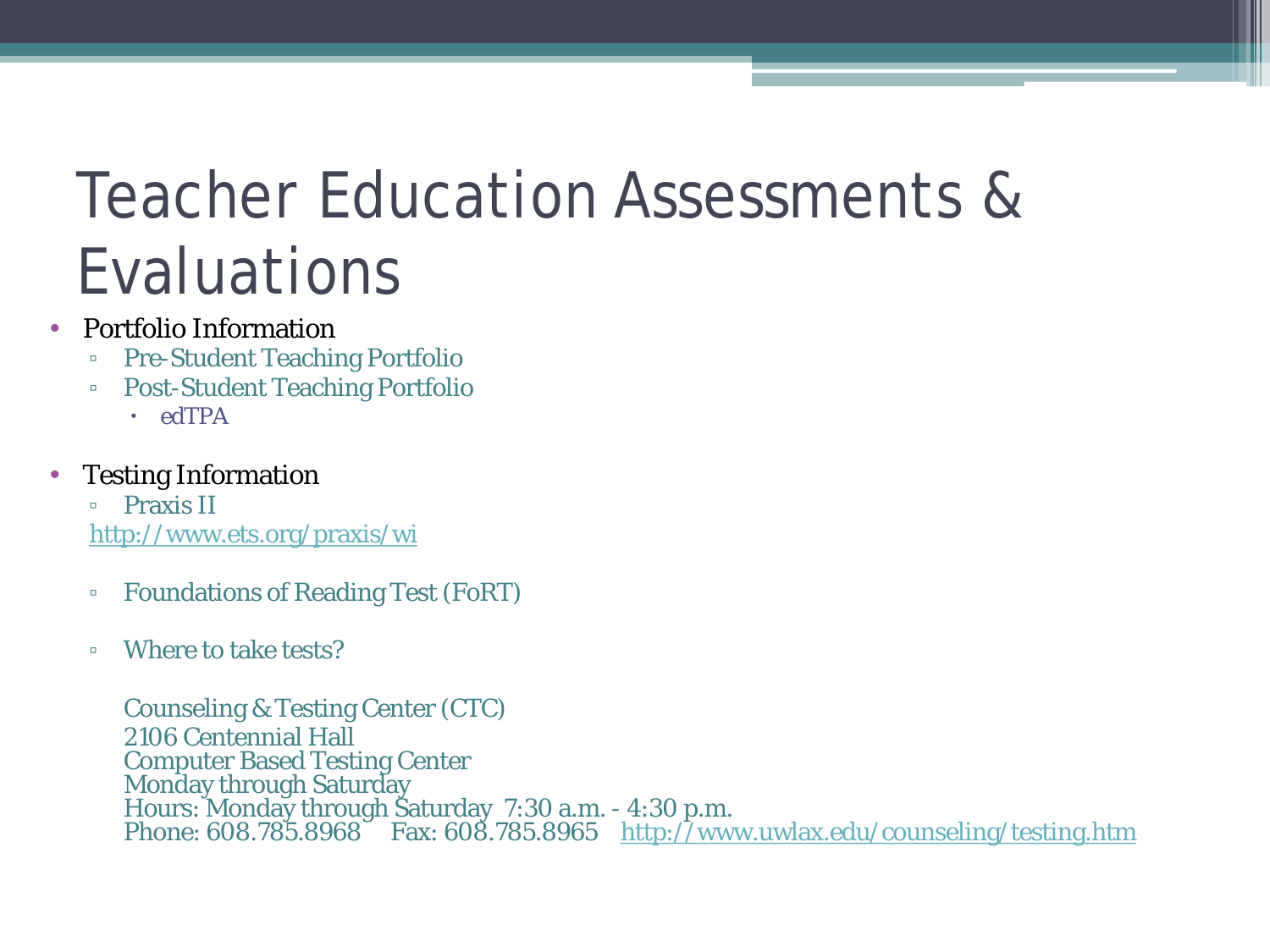# Teacher Education Assessments & Evaluations

- Portfolio Information
  - Pre-Student Teaching Portfolio
  - Post-Student Teaching Portfolio
    - edTPA

- Testing Information
  - Praxis II

    http://www.ets.org/praxis/wi

  - Foundations of Reading Test (FoRT)

  - Where to take tests?

    Counseling & Testing Center (CTC)
    2106 Centennial Hall
    Computer Based Testing Center
    Monday through Saturday
    Hours: Monday through Saturday 7:30 a.m. - 4:30 p.m.
    Phone: 608.785.8968 Fax: 608.785.8965 http://www.uwlax.edu/counseling/testing.htm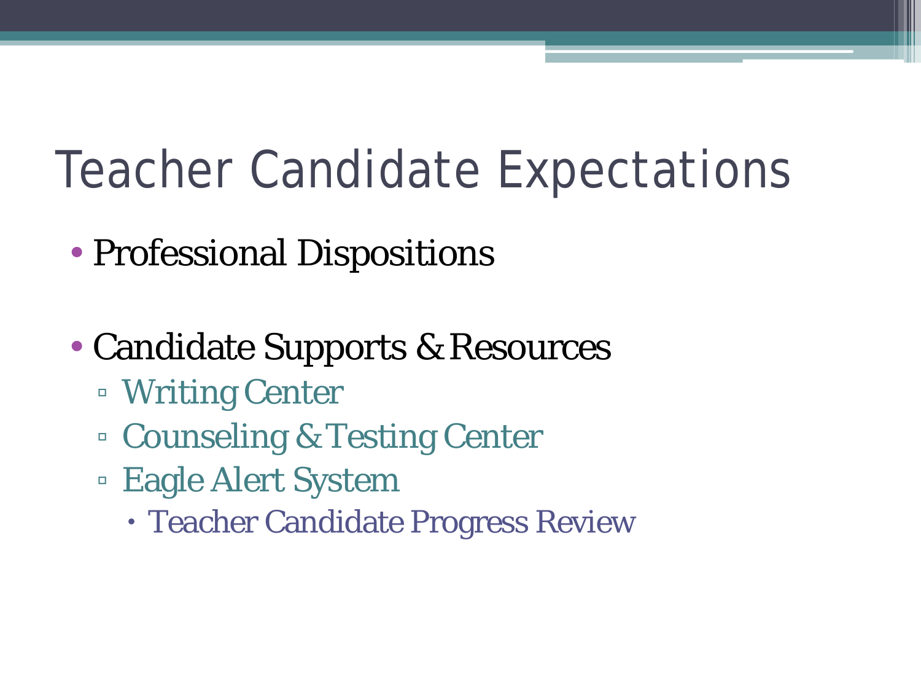# Teacher Candidate Expectations

- Professional Dispositions

- Candidate Supports & Resources
  - Writing Center
  - Counseling & Testing Center
  - Eagle Alert System
    - Teacher Candidate Progress Review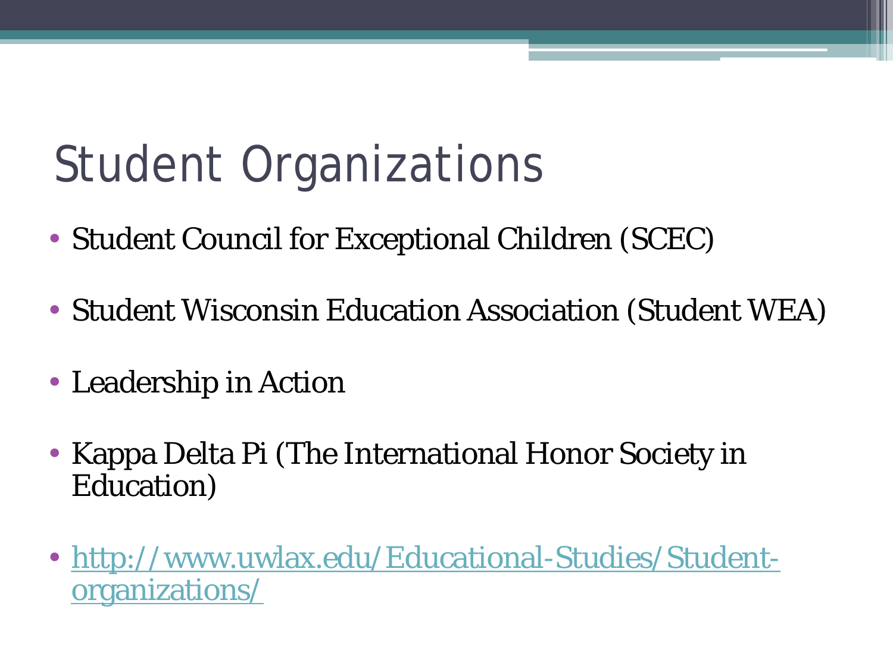# Student Organizations

- Student Council for Exceptional Children (SCEC)
- Student Wisconsin Education Association (Student WEA)
- Leadership in Action
- Kappa Delta Pi (The International Honor Society in Education)
- http://www.uwlax.edu/Educational-Studies/Student-organizations/